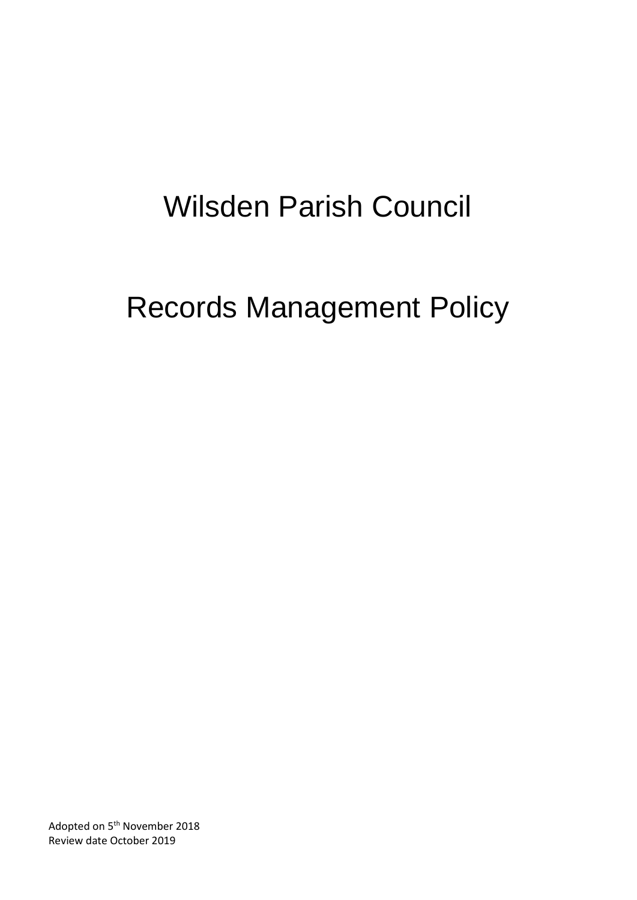# Wilsden Parish Council

# Records Management Policy

Adopted on 5th November 2018
Review date October 2019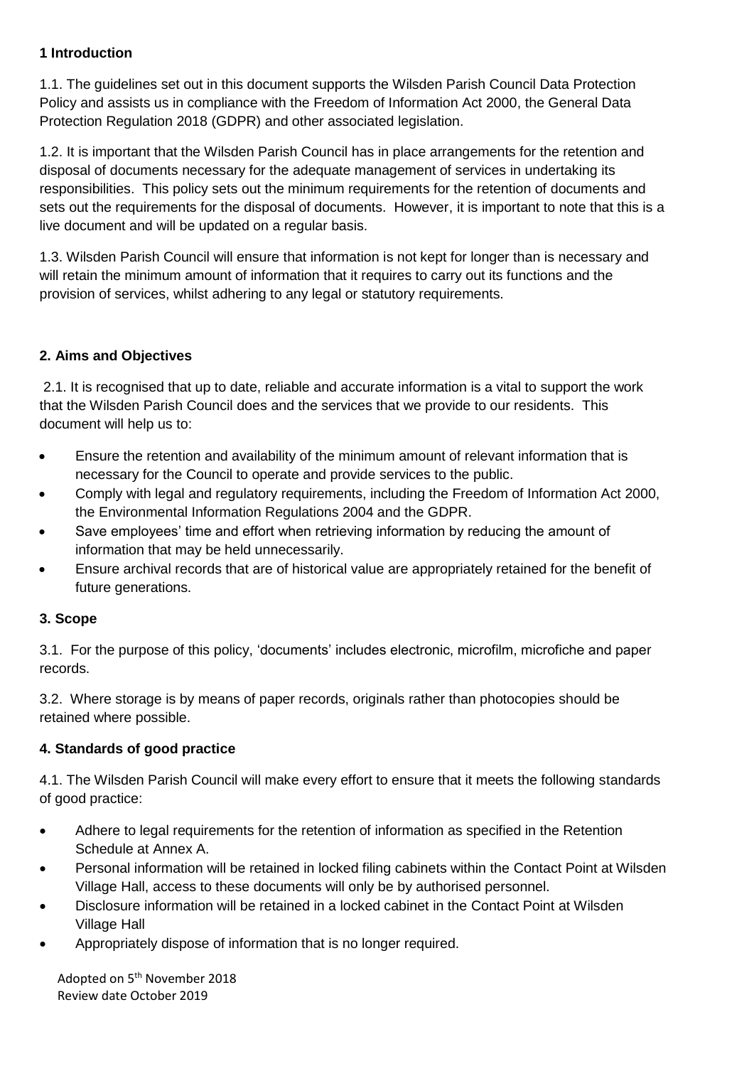**1 Introduction**

1.1. The guidelines set out in this document supports the Wilsden Parish Council Data Protection Policy and assists us in compliance with the Freedom of Information Act 2000, the General Data Protection Regulation 2018 (GDPR) and other associated legislation.

1.2. It is important that the Wilsden Parish Council has in place arrangements for the retention and disposal of documents necessary for the adequate management of services in undertaking its responsibilities. This policy sets out the minimum requirements for the retention of documents and sets out the requirements for the disposal of documents. However, it is important to note that this is a live document and will be updated on a regular basis.

1.3. Wilsden Parish Council will ensure that information is not kept for longer than is necessary and will retain the minimum amount of information that it requires to carry out its functions and the provision of services, whilst adhering to any legal or statutory requirements.

**2. Aims and Objectives**

2.1. It is recognised that up to date, reliable and accurate information is a vital to support the work that the Wilsden Parish Council does and the services that we provide to our residents. This document will help us to:

- Ensure the retention and availability of the minimum amount of relevant information that is necessary for the Council to operate and provide services to the public.
- Comply with legal and regulatory requirements, including the Freedom of Information Act 2000, the Environmental Information Regulations 2004 and the GDPR.
- Save employees' time and effort when retrieving information by reducing the amount of information that may be held unnecessarily.
- Ensure archival records that are of historical value are appropriately retained for the benefit of future generations.

**3. Scope**

3.1. For the purpose of this policy, 'documents' includes electronic, microfilm, microfiche and paper records.

3.2. Where storage is by means of paper records, originals rather than photocopies should be retained where possible.

**4. Standards of good practice**

4.1. The Wilsden Parish Council will make every effort to ensure that it meets the following standards of good practice:

- Adhere to legal requirements for the retention of information as specified in the Retention Schedule at Annex A.
- Personal information will be retained in locked filing cabinets within the Contact Point at Wilsden Village Hall, access to these documents will only be by authorised personnel.
- Disclosure information will be retained in a locked cabinet in the Contact Point at Wilsden Village Hall
- Appropriately dispose of information that is no longer required.

Adopted on 5th November 2018
Review date October 2019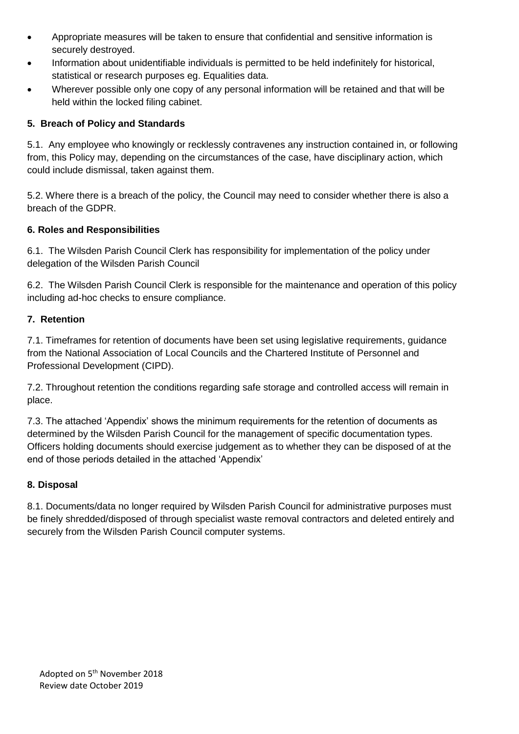- Appropriate measures will be taken to ensure that confidential and sensitive information is securely destroyed.
- Information about unidentifiable individuals is permitted to be held indefinitely for historical, statistical or research purposes eg. Equalities data.
- Wherever possible only one copy of any personal information will be retained and that will be held within the locked filing cabinet.

**5. Breach of Policy and Standards**

5.1. Any employee who knowingly or recklessly contravenes any instruction contained in, or following from, this Policy may, depending on the circumstances of the case, have disciplinary action, which could include dismissal, taken against them.

5.2. Where there is a breach of the policy, the Council may need to consider whether there is also a breach of the GDPR.

**6. Roles and Responsibilities**

6.1. The Wilsden Parish Council Clerk has responsibility for implementation of the policy under delegation of the Wilsden Parish Council

6.2. The Wilsden Parish Council Clerk is responsible for the maintenance and operation of this policy including ad-hoc checks to ensure compliance.

**7. Retention**

7.1. Timeframes for retention of documents have been set using legislative requirements, guidance from the National Association of Local Councils and the Chartered Institute of Personnel and Professional Development (CIPD).

7.2. Throughout retention the conditions regarding safe storage and controlled access will remain in place.

7.3. The attached 'Appendix' shows the minimum requirements for the retention of documents as determined by the Wilsden Parish Council for the management of specific documentation types. Officers holding documents should exercise judgement as to whether they can be disposed of at the end of those periods detailed in the attached 'Appendix'

**8. Disposal**

8.1. Documents/data no longer required by Wilsden Parish Council for administrative purposes must be finely shredded/disposed of through specialist waste removal contractors and deleted entirely and securely from the Wilsden Parish Council computer systems.

Adopted on 5th November 2018
Review date October 2019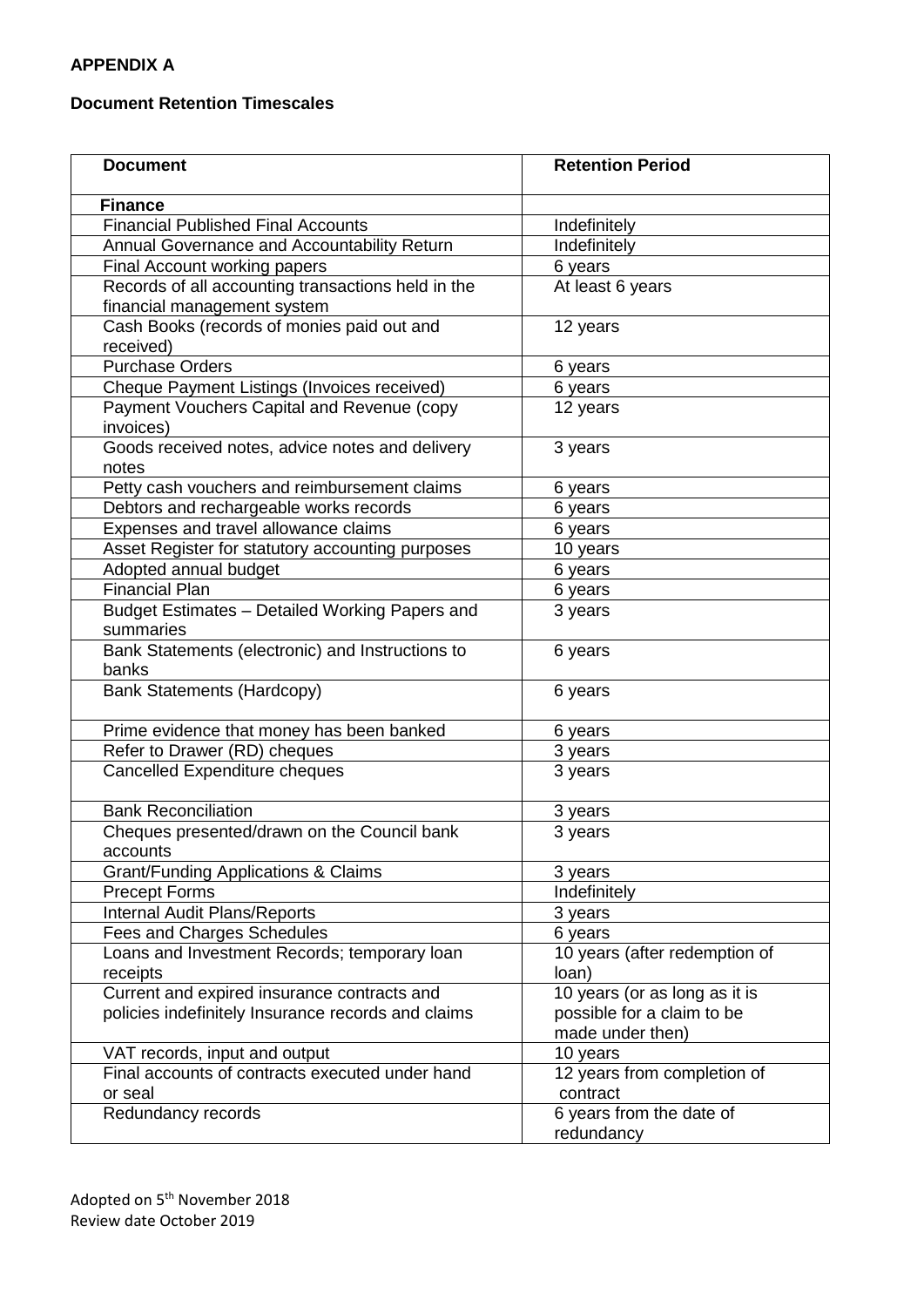**APPENDIX A**

**Document Retention Timescales**

| **Document** | **Retention Period** |
|---|---|
| **Finance** | |
| Financial Published Final Accounts | Indefinitely |
| Annual Governance and Accountability Return | Indefinitely |
| Final Account working papers | 6 years |
| Records of all accounting transactions held in the financial management system | At least 6 years |
| Cash Books (records of monies paid out and received) | 12 years |
| Purchase Orders | 6 years |
| Cheque Payment Listings (Invoices received) | 6 years |
| Payment Vouchers Capital and Revenue (copy invoices) | 12 years |
| Goods received notes, advice notes and delivery notes | 3 years |
| Petty cash vouchers and reimbursement claims | 6 years |
| Debtors and rechargeable works records | 6 years |
| Expenses and travel allowance claims | 6 years |
| Asset Register for statutory accounting purposes | 10 years |
| Adopted annual budget | 6 years |
| Financial Plan | 6 years |
| Budget Estimates – Detailed Working Papers and summaries | 3 years |
| Bank Statements (electronic) and Instructions to banks | 6 years |
| Bank Statements (Hardcopy) | 6 years |
| Prime evidence that money has been banked | 6 years |
| Refer to Drawer (RD) cheques | 3 years |
| Cancelled Expenditure cheques | 3 years |
| Bank Reconciliation | 3 years |
| Cheques presented/drawn on the Council bank accounts | 3 years |
| Grant/Funding Applications & Claims | 3 years |
| Precept Forms | Indefinitely |
| Internal Audit Plans/Reports | 3 years |
| Fees and Charges Schedules | 6 years |
| Loans and Investment Records; temporary loan receipts | 10 years (after redemption of loan) |
| Current and expired insurance contracts and policies indefinitely Insurance records and claims | 10 years (or as long as it is possible for a claim to be made under then) |
| VAT records, input and output | 10 years |
| Final accounts of contracts executed under hand or seal | 12 years from completion of contract |
| Redundancy records | 6 years from the date of redundancy |

Adopted on 5th November 2018
Review date October 2019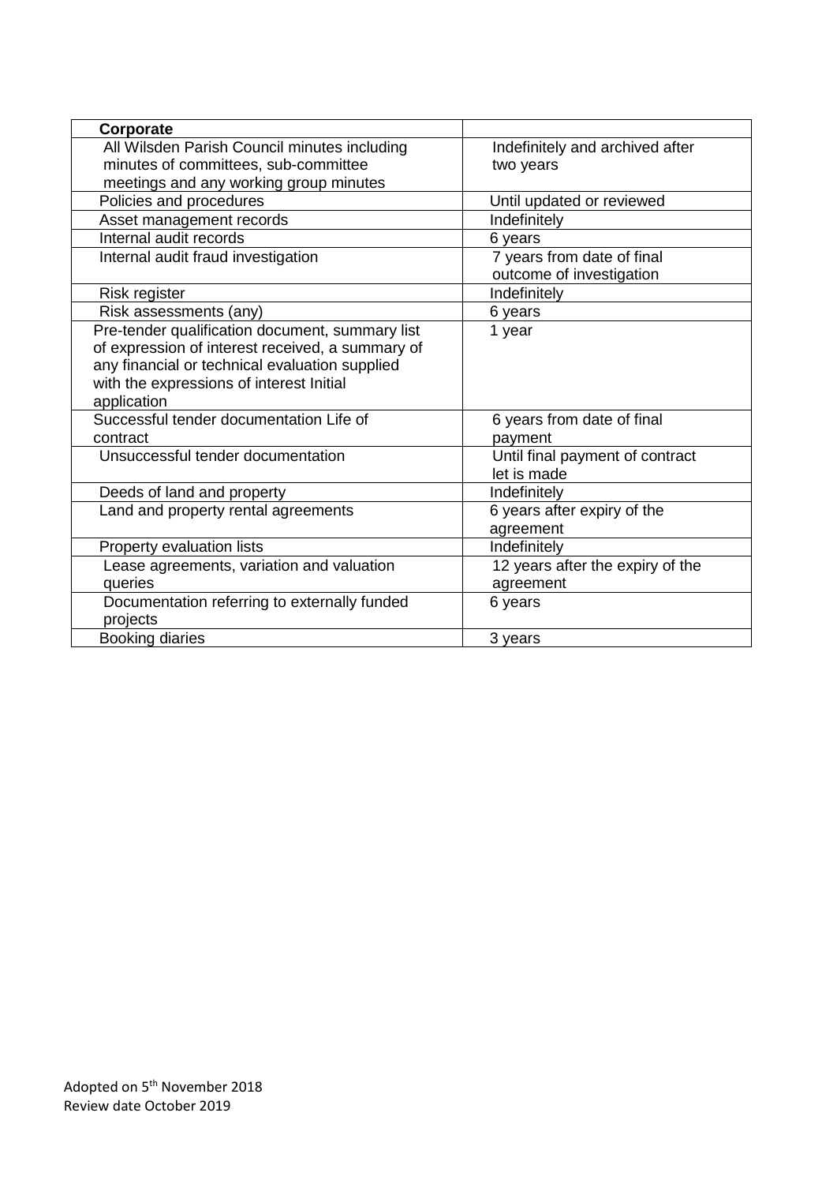| **Corporate** | |
| --- | --- |
| All Wilsden Parish Council minutes including minutes of committees, sub-committee meetings and any working group minutes | Indefinitely and archived after two years |
| Policies and procedures | Until updated or reviewed |
| Asset management records | Indefinitely |
| Internal audit records | 6 years |
| Internal audit fraud investigation | 7 years from date of final outcome of investigation |
| Risk register | Indefinitely |
| Risk assessments (any) | 6 years |
| Pre-tender qualification document, summary list of expression of interest received, a summary of any financial or technical evaluation supplied with the expressions of interest Initial application | 1 year |
| Successful tender documentation Life of contract | 6 years from date of final payment |
| Unsuccessful tender documentation | Until final payment of contract let is made |
| Deeds of land and property | Indefinitely |
| Land and property rental agreements | 6 years after expiry of the agreement |
| Property evaluation lists | Indefinitely |
| Lease agreements, variation and valuation queries | 12 years after the expiry of the agreement |
| Documentation referring to externally funded projects | 6 years |
| Booking diaries | 3 years |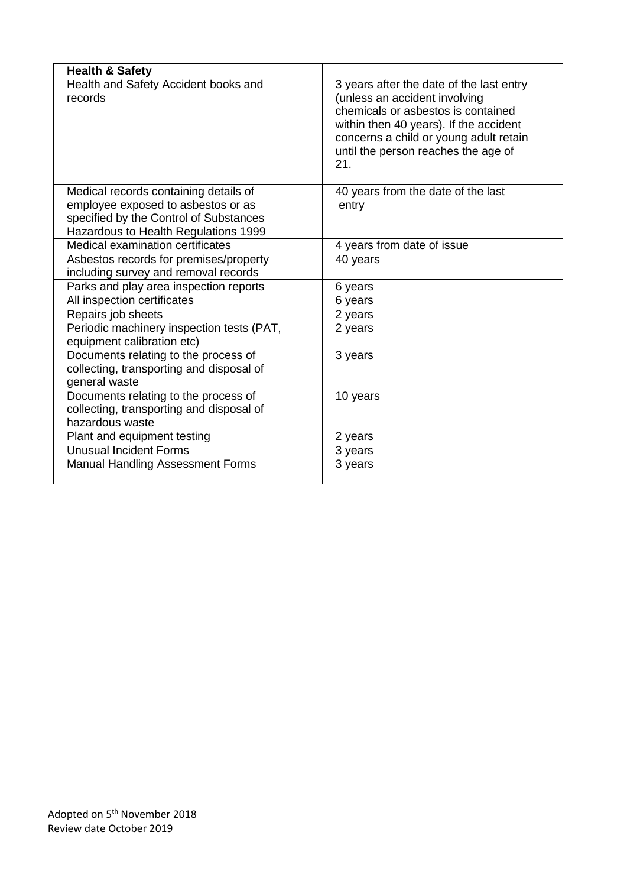| **Health & Safety** | |
|---|---|
| Health and Safety Accident books and records | 3 years after the date of the last entry (unless an accident involving chemicals or asbestos is contained within then 40 years). If the accident concerns a child or young adult retain until the person reaches the age of 21. |
| Medical records containing details of employee exposed to asbestos or as specified by the Control of Substances Hazardous to Health Regulations 1999 | 40 years from the date of the last entry |
| Medical examination certificates | 4 years from date of issue |
| Asbestos records for premises/property including survey and removal records | 40 years |
| Parks and play area inspection reports | 6 years |
| All inspection certificates | 6 years |
| Repairs job sheets | 2 years |
| Periodic machinery inspection tests (PAT, equipment calibration etc) | 2 years |
| Documents relating to the process of collecting, transporting and disposal of general waste | 3 years |
| Documents relating to the process of collecting, transporting and disposal of hazardous waste | 10 years |
| Plant and equipment testing | 2 years |
| Unusual Incident Forms | 3 years |
| Manual Handling Assessment Forms | 3 years |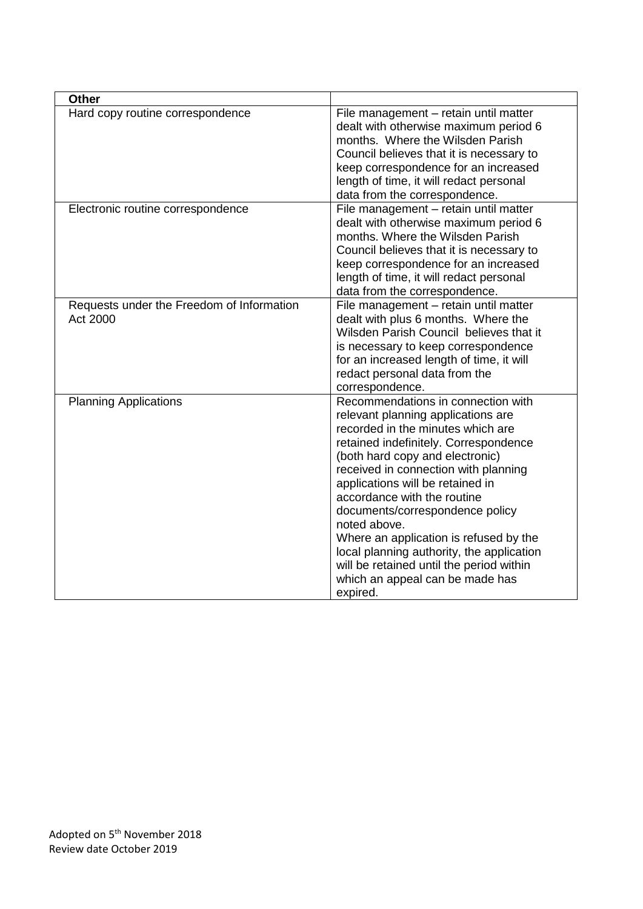| **Other** | |
|---|---|
| Hard copy routine correspondence | File management – retain until matter dealt with otherwise maximum period 6 months. Where the Wilsden Parish Council believes that it is necessary to keep correspondence for an increased length of time, it will redact personal data from the correspondence. |
| Electronic routine correspondence | File management – retain until matter dealt with otherwise maximum period 6 months. Where the Wilsden Parish Council believes that it is necessary to keep correspondence for an increased length of time, it will redact personal data from the correspondence. |
| Requests under the Freedom of Information Act 2000 | File management – retain until matter dealt with plus 6 months. Where the Wilsden Parish Council believes that it is necessary to keep correspondence for an increased length of time, it will redact personal data from the correspondence. |
| Planning Applications | Recommendations in connection with relevant planning applications are recorded in the minutes which are retained indefinitely. Correspondence (both hard copy and electronic) received in connection with planning applications will be retained in accordance with the routine documents/correspondence policy noted above.<br>Where an application is refused by the local planning authority, the application will be retained until the period within which an appeal can be made has expired. |

Adopted on 5th November 2018
Review date October 2019